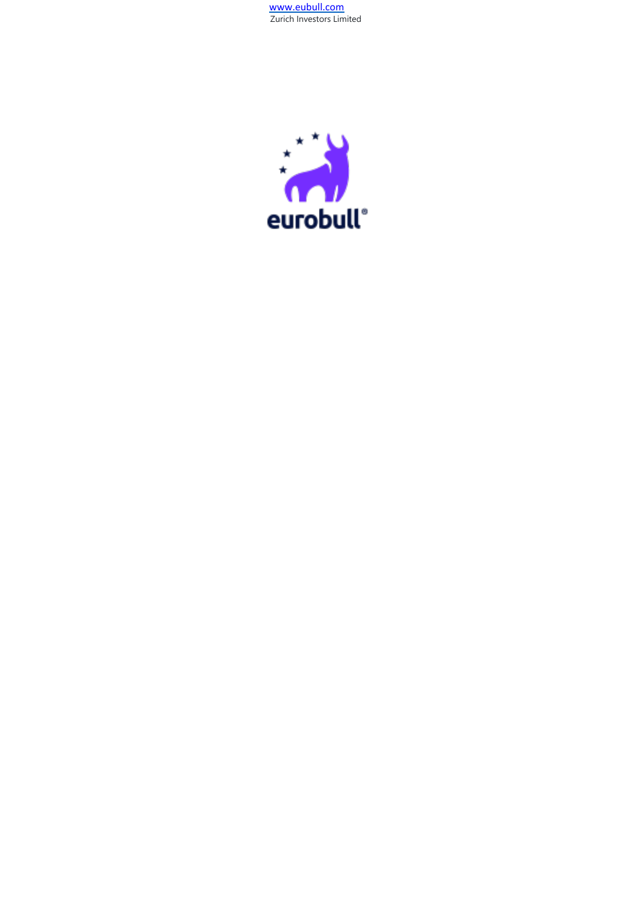www.eubull.com

Zurich Investors Limited

eurobull®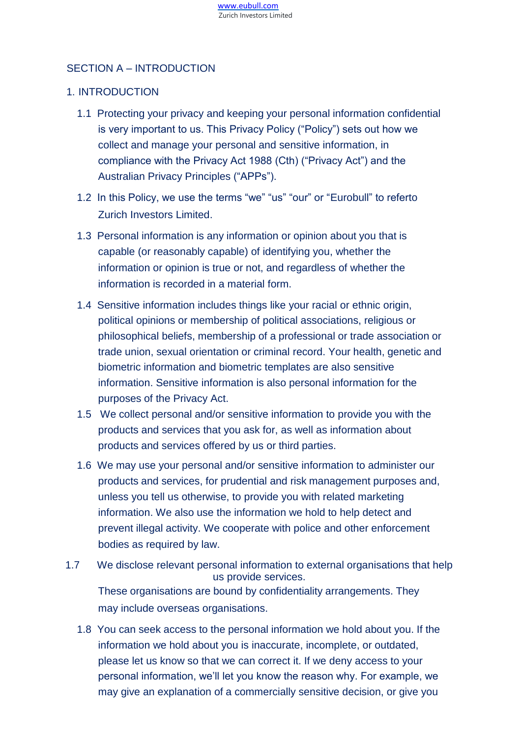# SECTION A – INTRODUCTION

## 1. INTRODUCTION

1.1 Protecting your privacy and keeping your personal information confidential is very important to us. This Privacy Policy ("Policy") sets out how we collect and manage your personal and sensitive information, in compliance with the Privacy Act 1988 (Cth) ("Privacy Act") and the Australian Privacy Principles ("APPs").

1.2 In this Policy, we use the terms "we" "us" "our" or "Eurobull" to referto Zurich Investors Limited.

1.3 Personal information is any information or opinion about you that is capable (or reasonably capable) of identifying you, whether the information or opinion is true or not, and regardless of whether the information is recorded in a material form.

1.4 Sensitive information includes things like your racial or ethnic origin, political opinions or membership of political associations, religious or philosophical beliefs, membership of a professional or trade association or trade union, sexual orientation or criminal record. Your health, genetic and biometric information and biometric templates are also sensitive information. Sensitive information is also personal information for the purposes of the Privacy Act.

1.5 We collect personal and/or sensitive information to provide you with the products and services that you ask for, as well as information about products and services offered by us or third parties.

1.6 We may use your personal and/or sensitive information to administer our products and services, for prudential and risk management purposes and, unless you tell us otherwise, to provide you with related marketing information. We also use the information we hold to help detect and prevent illegal activity. We cooperate with police and other enforcement bodies as required by law.

1.7 We disclose relevant personal information to external organisations that help us provide services. These organisations are bound by confidentiality arrangements. They may include overseas organisations.

1.8 You can seek access to the personal information we hold about you. If the information we hold about you is inaccurate, incomplete, or outdated, please let us know so that we can correct it. If we deny access to your personal information, we'll let you know the reason why. For example, we may give an explanation of a commercially sensitive decision, or give you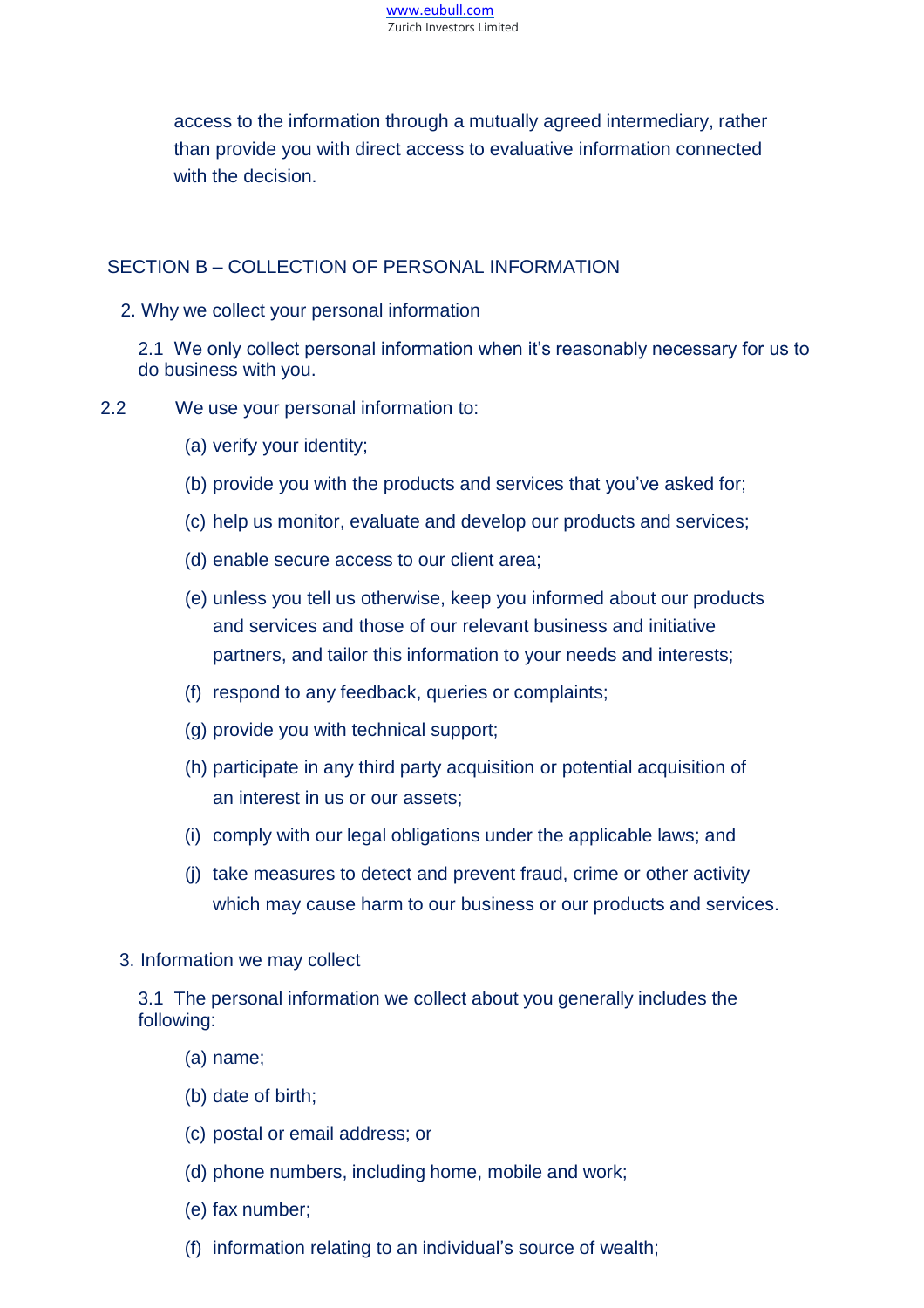access to the information through a mutually agreed intermediary, rather than provide you with direct access to evaluative information connected with the decision.

## SECTION B – COLLECTION OF PERSONAL INFORMATION

### 2. Why we collect your personal information

2.1 We only collect personal information when it's reasonably necessary for us to do business with you.

2.2 We use your personal information to:

(a) verify your identity;

(b) provide you with the products and services that you've asked for;

(c) help us monitor, evaluate and develop our products and services;

(d) enable secure access to our client area;

(e) unless you tell us otherwise, keep you informed about our products and services and those of our relevant business and initiative partners, and tailor this information to your needs and interests;

(f) respond to any feedback, queries or complaints;

(g) provide you with technical support;

(h) participate in any third party acquisition or potential acquisition of an interest in us or our assets;

(i) comply with our legal obligations under the applicable laws; and

(j) take measures to detect and prevent fraud, crime or other activity which may cause harm to our business or our products and services.

### 3. Information we may collect

3.1 The personal information we collect about you generally includes the following:

(a) name;

(b) date of birth;

(c) postal or email address; or

(d) phone numbers, including home, mobile and work;

(e) fax number;

(f) information relating to an individual's source of wealth;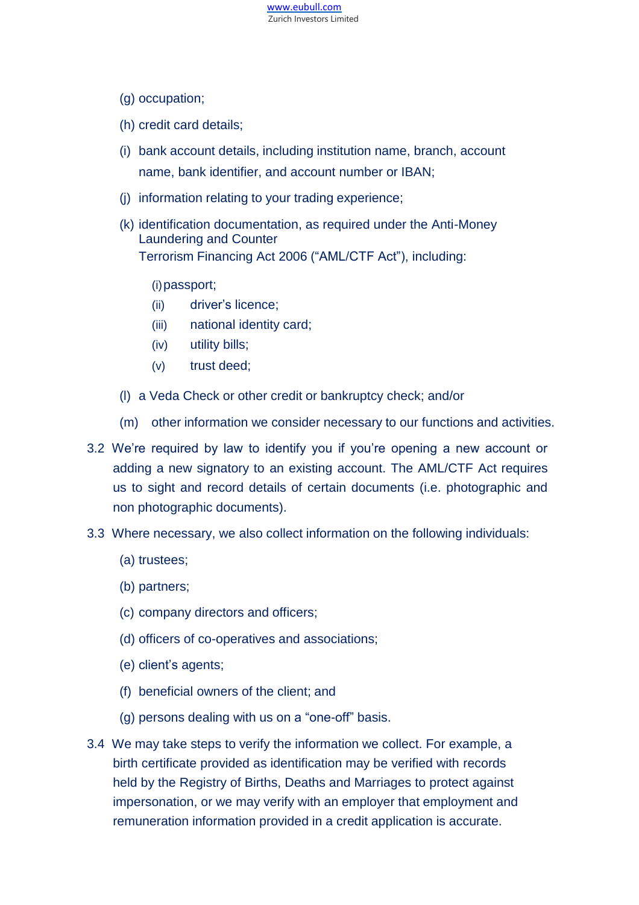(g) occupation;

(h) credit card details;

(i) bank account details, including institution name, branch, account name, bank identifier, and account number or IBAN;

(j) information relating to your trading experience;

(k) identification documentation, as required under the Anti-Money Laundering and Counter Terrorism Financing Act 2006 ("AML/CTF Act"), including:

   (i) passport;
   
   (ii) driver's licence;
   
   (iii) national identity card;
   
   (iv) utility bills;
   
   (v) trust deed;

(l) a Veda Check or other credit or bankruptcy check; and/or

(m) other information we consider necessary to our functions and activities.

3.2 We're required by law to identify you if you're opening a new account or adding a new signatory to an existing account. The AML/CTF Act requires us to sight and record details of certain documents (i.e. photographic and non photographic documents).

3.3 Where necessary, we also collect information on the following individuals:

(a) trustees;

(b) partners;

(c) company directors and officers;

(d) officers of co-operatives and associations;

(e) client's agents;

(f) beneficial owners of the client; and

(g) persons dealing with us on a "one-off" basis.

3.4 We may take steps to verify the information we collect. For example, a birth certificate provided as identification may be verified with records held by the Registry of Births, Deaths and Marriages to protect against impersonation, or we may verify with an employer that employment and remuneration information provided in a credit application is accurate.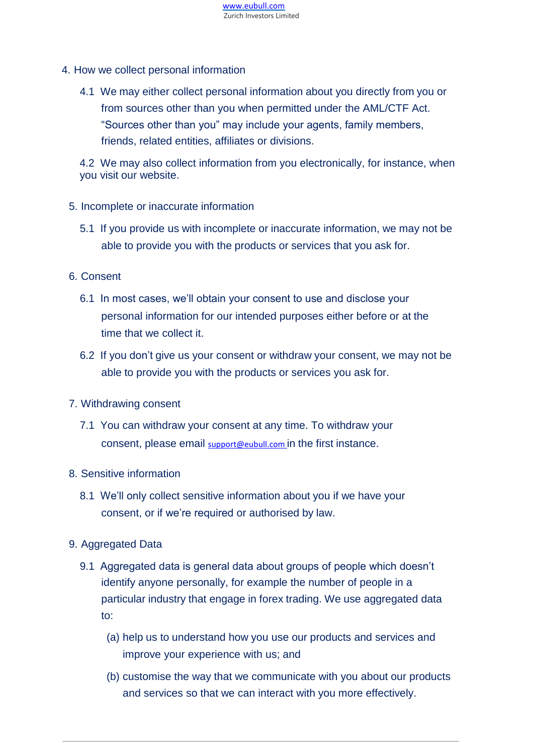## 4. How we collect personal information

4.1 We may either collect personal information about you directly from you or from sources other than you when permitted under the AML/CTF Act. "Sources other than you" may include your agents, family members, friends, related entities, affiliates or divisions.

4.2 We may also collect information from you electronically, for instance, when you visit our website.

## 5. Incomplete or inaccurate information

5.1 If you provide us with incomplete or inaccurate information, we may not be able to provide you with the products or services that you ask for.

## 6. Consent

6.1 In most cases, we'll obtain your consent to use and disclose your personal information for our intended purposes either before or at the time that we collect it.

6.2 If you don't give us your consent or withdraw your consent, we may not be able to provide you with the products or services you ask for.

## 7. Withdrawing consent

7.1 You can withdraw your consent at any time. To withdraw your consent, please email support@eubull.com in the first instance.

## 8. Sensitive information

8.1 We'll only collect sensitive information about you if we have your consent, or if we're required or authorised by law.

## 9. Aggregated Data

9.1 Aggregated data is general data about groups of people which doesn't identify anyone personally, for example the number of people in a particular industry that engage in forex trading. We use aggregated data to:

(a) help us to understand how you use our products and services and improve your experience with us; and

(b) customise the way that we communicate with you about our products and services so that we can interact with you more effectively.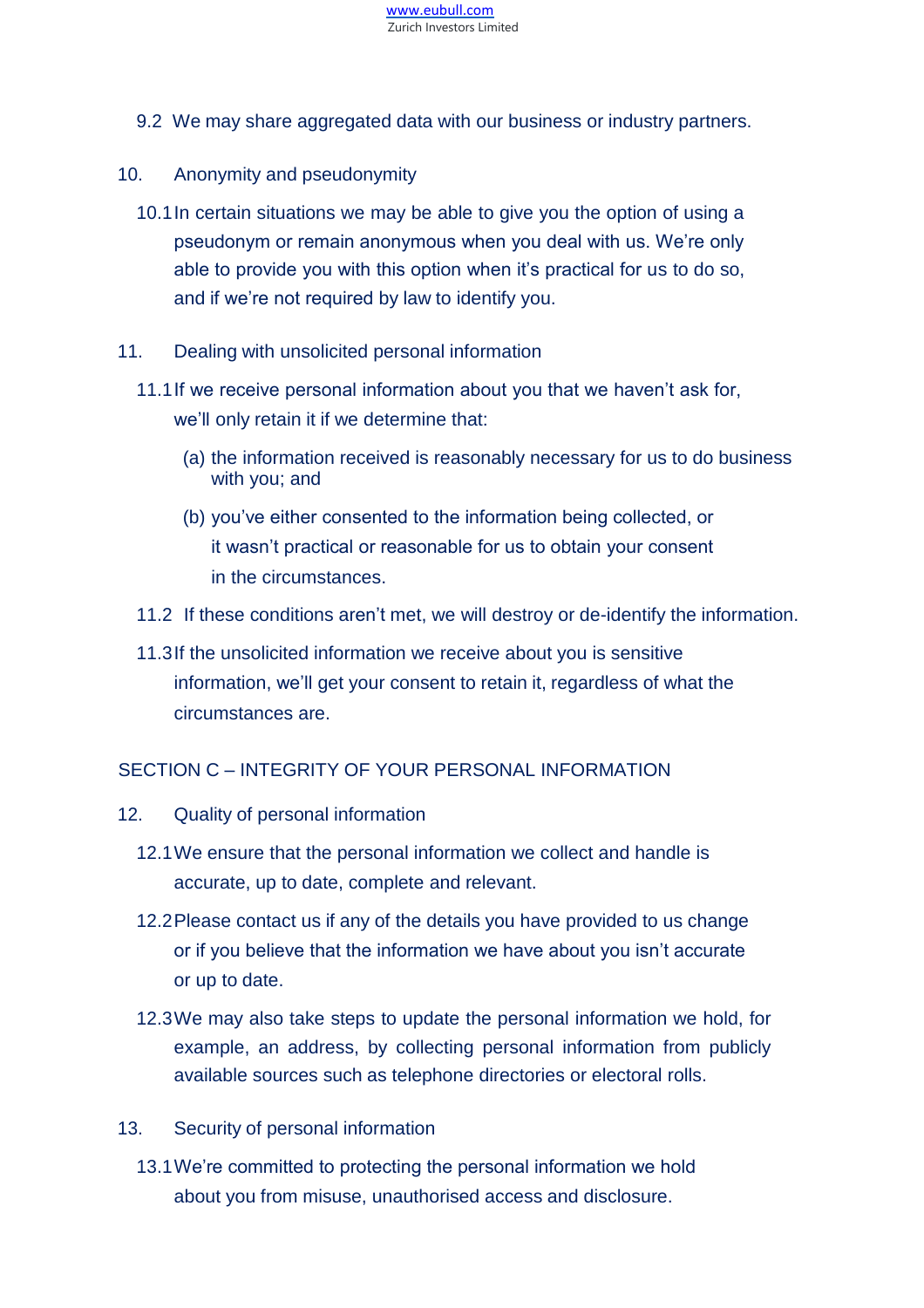9.2 We may share aggregated data with our business or industry partners.

## 10. Anonymity and pseudonymity

10.1 In certain situations we may be able to give you the option of using a pseudonym or remain anonymous when you deal with us. We're only able to provide you with this option when it's practical for us to do so, and if we're not required by law to identify you.

## 11. Dealing with unsolicited personal information

11.1 If we receive personal information about you that we haven't ask for, we'll only retain it if we determine that:

(a) the information received is reasonably necessary for us to do business with you; and

(b) you've either consented to the information being collected, or it wasn't practical or reasonable for us to obtain your consent in the circumstances.

11.2 If these conditions aren't met, we will destroy or de-identify the information.

11.3 If the unsolicited information we receive about you is sensitive information, we'll get your consent to retain it, regardless of what the circumstances are.

# SECTION C – INTEGRITY OF YOUR PERSONAL INFORMATION

## 12. Quality of personal information

12.1 We ensure that the personal information we collect and handle is accurate, up to date, complete and relevant.

12.2 Please contact us if any of the details you have provided to us change or if you believe that the information we have about you isn't accurate or up to date.

12.3 We may also take steps to update the personal information we hold, for example, an address, by collecting personal information from publicly available sources such as telephone directories or electoral rolls.

## 13. Security of personal information

13.1 We're committed to protecting the personal information we hold about you from misuse, unauthorised access and disclosure.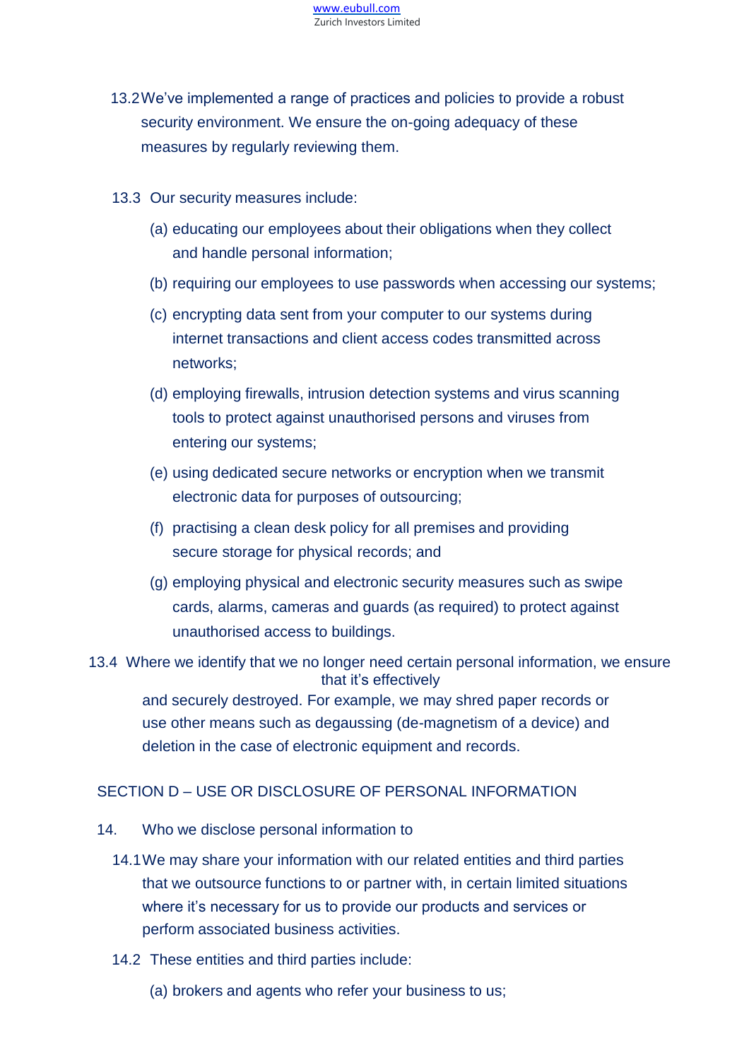13.2 We've implemented a range of practices and policies to provide a robust security environment. We ensure the on-going adequacy of these measures by regularly reviewing them.

13.3 Our security measures include:

(a) educating our employees about their obligations when they collect and handle personal information;

(b) requiring our employees to use passwords when accessing our systems;

(c) encrypting data sent from your computer to our systems during internet transactions and client access codes transmitted across networks;

(d) employing firewalls, intrusion detection systems and virus scanning tools to protect against unauthorised persons and viruses from entering our systems;

(e) using dedicated secure networks or encryption when we transmit electronic data for purposes of outsourcing;

(f) practising a clean desk policy for all premises and providing secure storage for physical records; and

(g) employing physical and electronic security measures such as swipe cards, alarms, cameras and guards (as required) to protect against unauthorised access to buildings.

13.4 Where we identify that we no longer need certain personal information, we ensure that it's effectively and securely destroyed. For example, we may shred paper records or use other means such as degaussing (de-magnetism of a device) and deletion in the case of electronic equipment and records.

## SECTION D – USE OR DISCLOSURE OF PERSONAL INFORMATION

### 14. Who we disclose personal information to

14.1 We may share your information with our related entities and third parties that we outsource functions to or partner with, in certain limited situations where it's necessary for us to provide our products and services or perform associated business activities.

14.2 These entities and third parties include:

(a) brokers and agents who refer your business to us;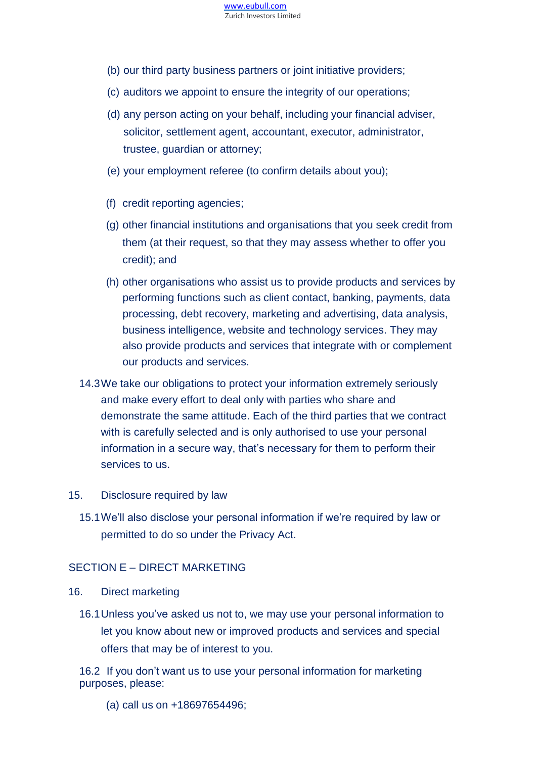(b) our third party business partners or joint initiative providers;

(c) auditors we appoint to ensure the integrity of our operations;

(d) any person acting on your behalf, including your financial adviser, solicitor, settlement agent, accountant, executor, administrator, trustee, guardian or attorney;

(e) your employment referee (to confirm details about you);

(f) credit reporting agencies;

(g) other financial institutions and organisations that you seek credit from them (at their request, so that they may assess whether to offer you credit); and

(h) other organisations who assist us to provide products and services by performing functions such as client contact, banking, payments, data processing, debt recovery, marketing and advertising, data analysis, business intelligence, website and technology services. They may also provide products and services that integrate with or complement our products and services.

14.3 We take our obligations to protect your information extremely seriously and make every effort to deal only with parties who share and demonstrate the same attitude. Each of the third parties that we contract with is carefully selected and is only authorised to use your personal information in a secure way, that's necessary for them to perform their services to us.

15. Disclosure required by law

15.1 We'll also disclose your personal information if we're required by law or permitted to do so under the Privacy Act.

## SECTION E – DIRECT MARKETING

16. Direct marketing

16.1 Unless you've asked us not to, we may use your personal information to let you know about new or improved products and services and special offers that may be of interest to you.

16.2 If you don't want us to use your personal information for marketing purposes, please:

(a) call us on +18697654496;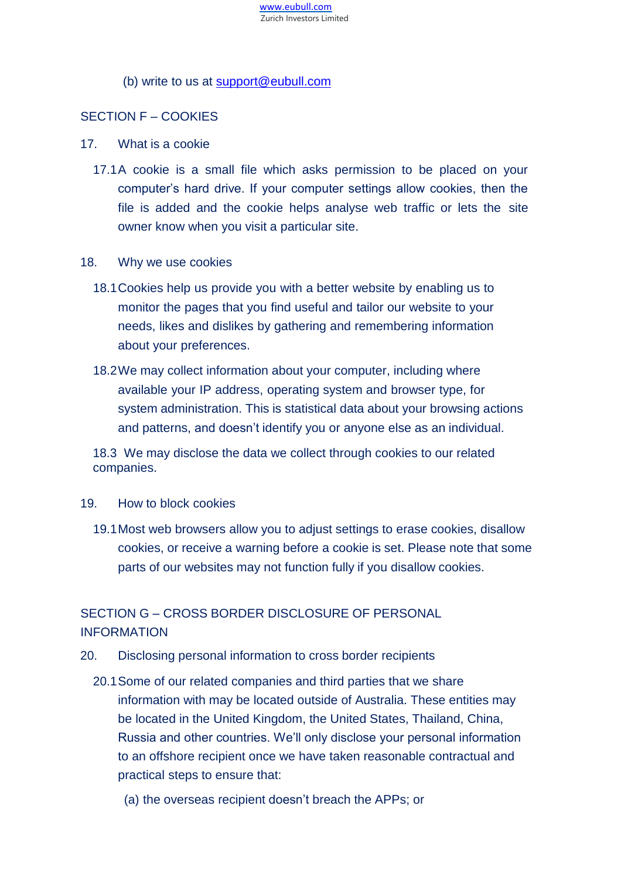(b) write to us at support@eubull.com

## SECTION F – COOKIES

17. What is a cookie

17.1 A cookie is a small file which asks permission to be placed on your computer's hard drive. If your computer settings allow cookies, then the file is added and the cookie helps analyse web traffic or lets the site owner know when you visit a particular site.

18. Why we use cookies

18.1 Cookies help us provide you with a better website by enabling us to monitor the pages that you find useful and tailor our website to your needs, likes and dislikes by gathering and remembering information about your preferences.

18.2 We may collect information about your computer, including where available your IP address, operating system and browser type, for system administration. This is statistical data about your browsing actions and patterns, and doesn't identify you or anyone else as an individual.

18.3 We may disclose the data we collect through cookies to our related companies.

19. How to block cookies

19.1 Most web browsers allow you to adjust settings to erase cookies, disallow cookies, or receive a warning before a cookie is set. Please note that some parts of our websites may not function fully if you disallow cookies.

## SECTION G – CROSS BORDER DISCLOSURE OF PERSONAL INFORMATION

20. Disclosing personal information to cross border recipients

20.1 Some of our related companies and third parties that we share information with may be located outside of Australia. These entities may be located in the United Kingdom, the United States, Thailand, China, Russia and other countries. We'll only disclose your personal information to an offshore recipient once we have taken reasonable contractual and practical steps to ensure that:

(a) the overseas recipient doesn't breach the APPs; or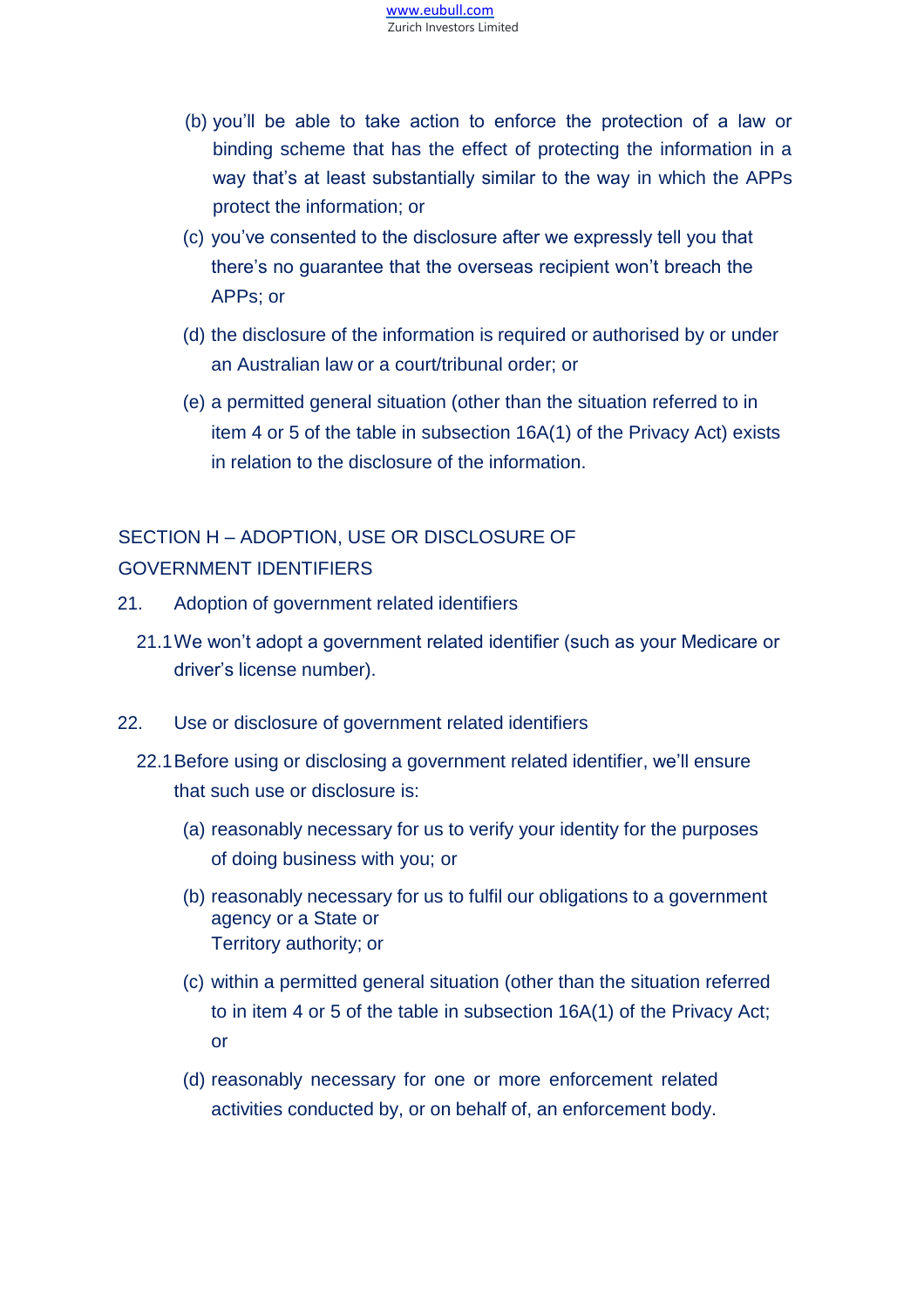(b) you'll be able to take action to enforce the protection of a law or binding scheme that has the effect of protecting the information in a way that's at least substantially similar to the way in which the APPs protect the information; or

(c) you've consented to the disclosure after we expressly tell you that there's no guarantee that the overseas recipient won't breach the APPs; or

(d) the disclosure of the information is required or authorised by or under an Australian law or a court/tribunal order; or

(e) a permitted general situation (other than the situation referred to in item 4 or 5 of the table in subsection 16A(1) of the Privacy Act) exists in relation to the disclosure of the information.

## SECTION H – ADOPTION, USE OR DISCLOSURE OF GOVERNMENT IDENTIFIERS

21. Adoption of government related identifiers

21.1 We won't adopt a government related identifier (such as your Medicare or driver's license number).

22. Use or disclosure of government related identifiers

22.1 Before using or disclosing a government related identifier, we'll ensure that such use or disclosure is:

(a) reasonably necessary for us to verify your identity for the purposes of doing business with you; or

(b) reasonably necessary for us to fulfil our obligations to a government agency or a State or Territory authority; or

(c) within a permitted general situation (other than the situation referred to in item 4 or 5 of the table in subsection 16A(1) of the Privacy Act; or

(d) reasonably necessary for one or more enforcement related activities conducted by, or on behalf of, an enforcement body.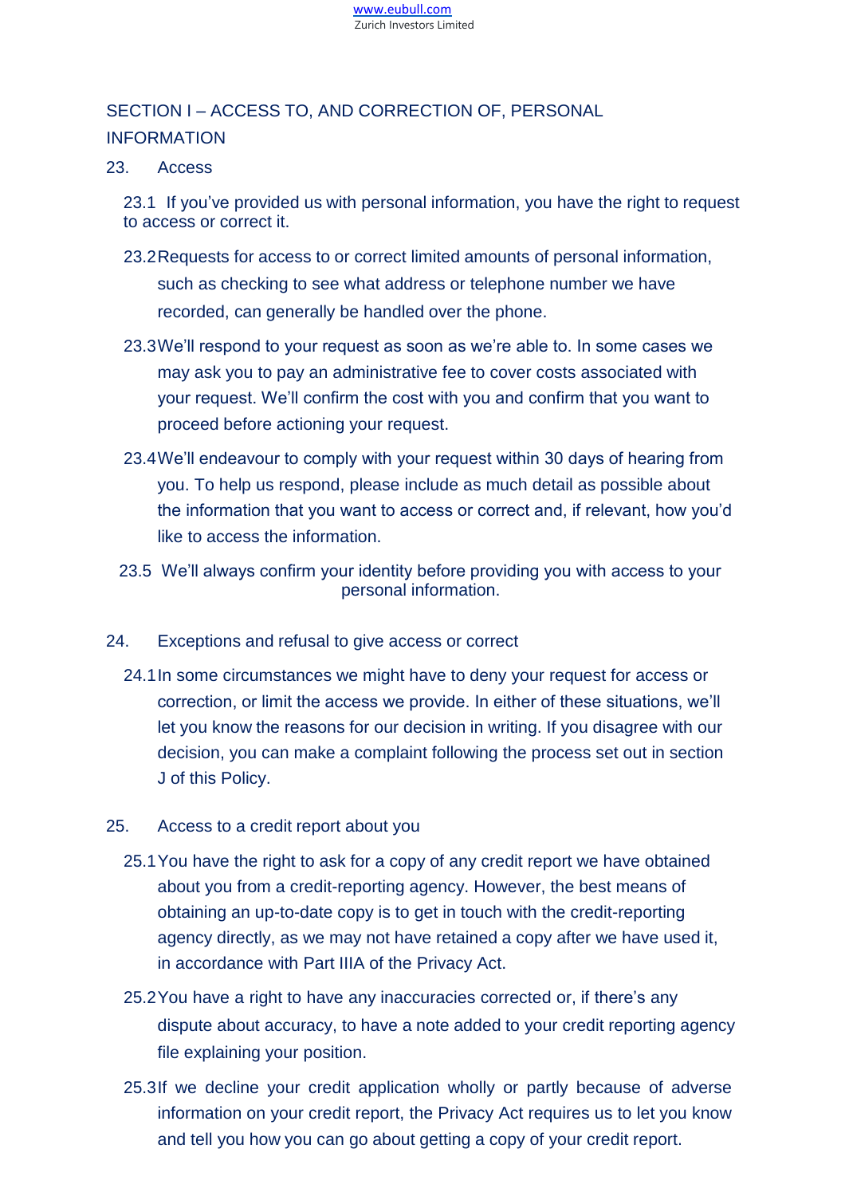## SECTION I – ACCESS TO, AND CORRECTION OF, PERSONAL INFORMATION

### 23. Access

23.1 If you've provided us with personal information, you have the right to request to access or correct it.

23.2 Requests for access to or correct limited amounts of personal information, such as checking to see what address or telephone number we have recorded, can generally be handled over the phone.

23.3 We'll respond to your request as soon as we're able to. In some cases we may ask you to pay an administrative fee to cover costs associated with your request. We'll confirm the cost with you and confirm that you want to proceed before actioning your request.

23.4 We'll endeavour to comply with your request within 30 days of hearing from you. To help us respond, please include as much detail as possible about the information that you want to access or correct and, if relevant, how you'd like to access the information.

23.5 We'll always confirm your identity before providing you with access to your personal information.

### 24. Exceptions and refusal to give access or correct

24.1 In some circumstances we might have to deny your request for access or correction, or limit the access we provide. In either of these situations, we'll let you know the reasons for our decision in writing. If you disagree with our decision, you can make a complaint following the process set out in section J of this Policy.

### 25. Access to a credit report about you

25.1 You have the right to ask for a copy of any credit report we have obtained about you from a credit-reporting agency. However, the best means of obtaining an up-to-date copy is to get in touch with the credit-reporting agency directly, as we may not have retained a copy after we have used it, in accordance with Part IIIA of the Privacy Act.

25.2 You have a right to have any inaccuracies corrected or, if there's any dispute about accuracy, to have a note added to your credit reporting agency file explaining your position.

25.3 If we decline your credit application wholly or partly because of adverse information on your credit report, the Privacy Act requires us to let you know and tell you how you can go about getting a copy of your credit report.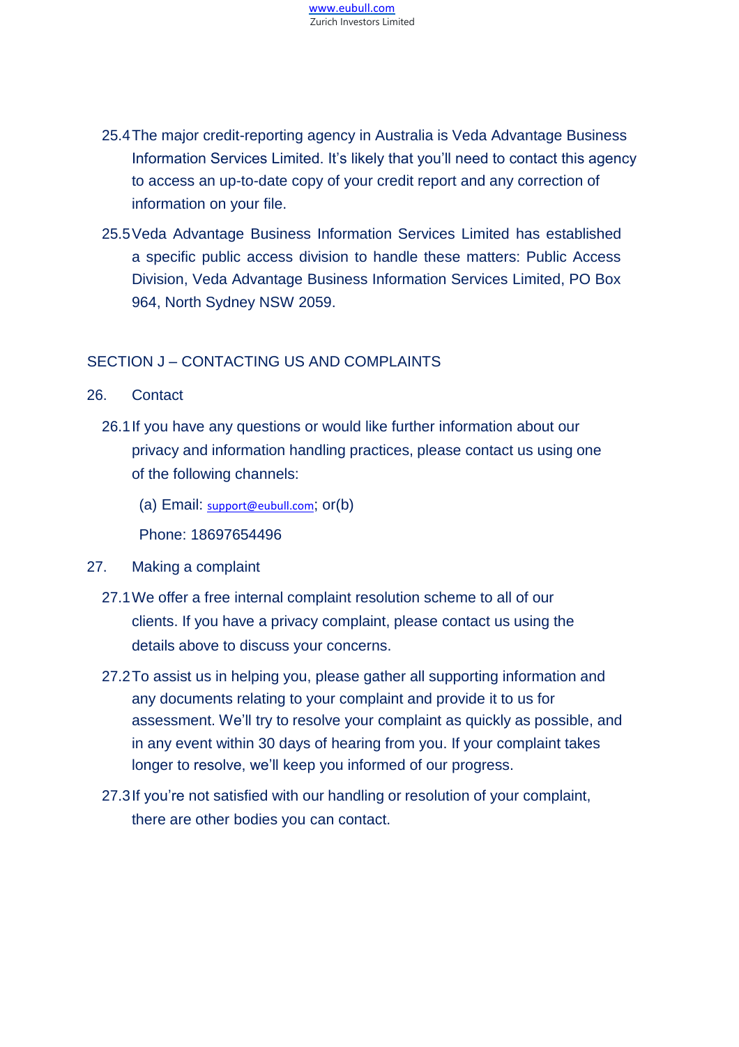25.4 The major credit-reporting agency in Australia is Veda Advantage Business Information Services Limited. It's likely that you'll need to contact this agency to access an up-to-date copy of your credit report and any correction of information on your file.

25.5 Veda Advantage Business Information Services Limited has established a specific public access division to handle these matters: Public Access Division, Veda Advantage Business Information Services Limited, PO Box 964, North Sydney NSW 2059.

## SECTION J – CONTACTING US AND COMPLAINTS

### 26. Contact

26.1 If you have any questions or would like further information about our privacy and information handling practices, please contact us using one of the following channels:

(a) Email: support@eubull.com; or(b)

Phone: 18697654496

### 27. Making a complaint

27.1 We offer a free internal complaint resolution scheme to all of our clients. If you have a privacy complaint, please contact us using the details above to discuss your concerns.

27.2 To assist us in helping you, please gather all supporting information and any documents relating to your complaint and provide it to us for assessment. We'll try to resolve your complaint as quickly as possible, and in any event within 30 days of hearing from you. If your complaint takes longer to resolve, we'll keep you informed of our progress.

27.3 If you're not satisfied with our handling or resolution of your complaint, there are other bodies you can contact.